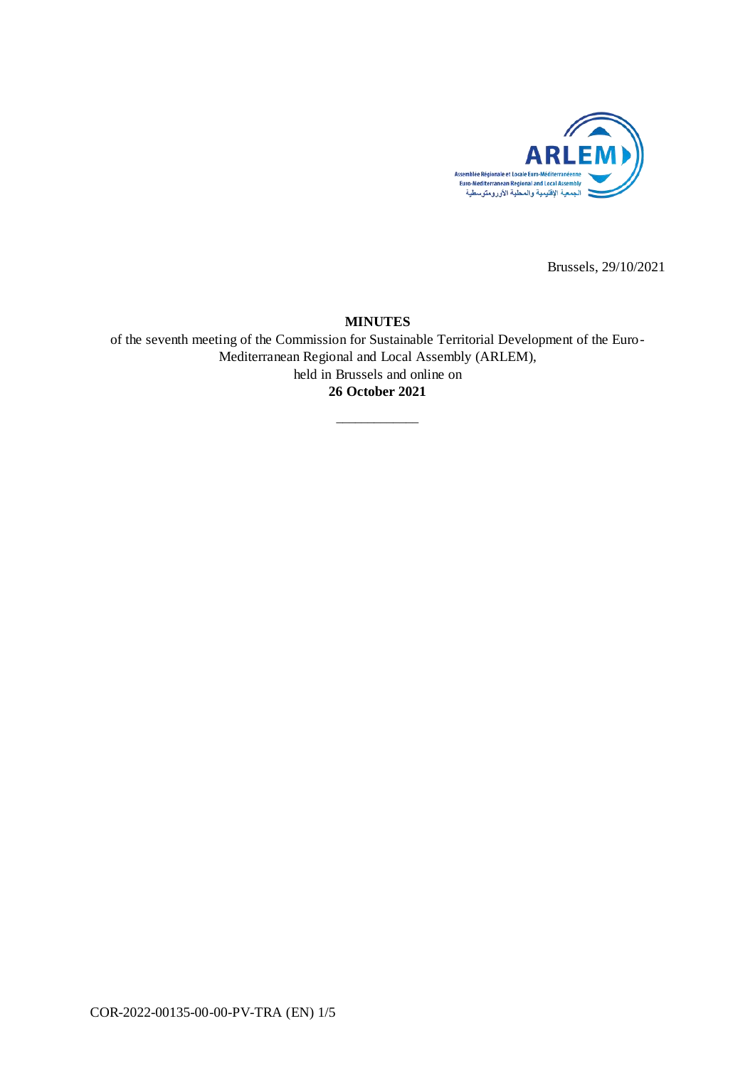Brussels, 29/10/2021

**MINUTES**

of the seventh meeting of the Commission for Sustainable Territorial Development of the Euro-Mediterranean Regional and Local Assembly (ARLEM),
held in Brussels and online on
**26 October 2021**

---

COR-2022-00135-00-00-PV-TRA (EN)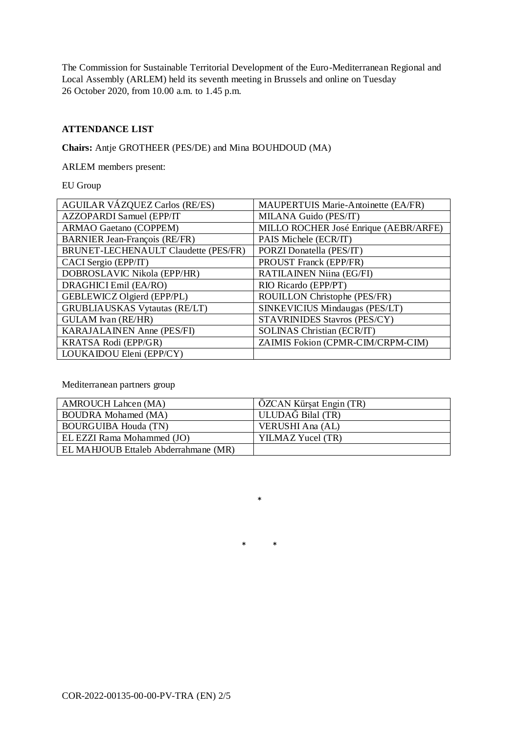The Commission for Sustainable Territorial Development of the Euro-Mediterranean Regional and Local Assembly (ARLEM) held its seventh meeting in Brussels and online on Tuesday 26 October 2020, from 10.00 a.m. to 1.45 p.m.

**ATTENDANCE LIST**

**Chairs:** Antje GROTHEER (PES/DE) and Mina BOUHDOUD (MA)

ARLEM members present:

EU Group

| | |
|---|---|
| AGUILAR VÁZQUEZ Carlos (RE/ES) | MAUPERTUIS Marie-Antoinette (EA/FR) |
| AZZOPARDI Samuel (EPP/IT | MILANA Guido (PES/IT) |
| ARMAO Gaetano (COPPEM) | MILLO ROCHER José Enrique (AEBR/ARFE) |
| BARNIER Jean-François (RE/FR) | PAIS Michele (ECR/IT) |
| BRUNET-LECHENAULT Claudette (PES/FR) | PORZI Donatella (PES/IT) |
| CACI Sergio (EPP/IT) | PROUST Franck (EPP/FR) |
| DOBROSLAVIC Nikola (EPP/HR) | RATILAINEN Niina (EG/FI) |
| DRAGHICI Emil (EA/RO) | RIO Ricardo (EPP/PT) |
| GEBLEWICZ Olgierd (EPP/PL) | ROUILLON Christophe (PES/FR) |
| GRUBLIAUSKAS Vytautas (RE/LT) | SINKEVICIUS Mindaugas (PES/LT) |
| GULAM Ivan (RE/HR) | STAVRINIDES Stavros (PES/CY) |
| KARAJALAINEN Anne (PES/FI) | SOLINAS Christian (ECR/IT) |
| KRATSA Rodi (EPP/GR) | ZAIMIS Fokion (CPMR-CIM/CRPM-CIM) |
| LOUKAIDOU Eleni (EPP/CY) | |

Mediterranean partners group

| | |
|---|---|
| AMROUCH Lahcen (MA) | ÖZCAN Kürşat Engin (TR) |
| BOUDRA Mohamed (MA) | ULUDAĞ Bilal (TR) |
| BOURGUIBA Houda (TN) | VERUSHI Ana (AL) |
| EL EZZI Rama Mohammed (JO) | YILMAZ Yucel (TR) |
| EL MAHJOUB Ettaleb Abderrahmane (MR) | |

\*

\* \*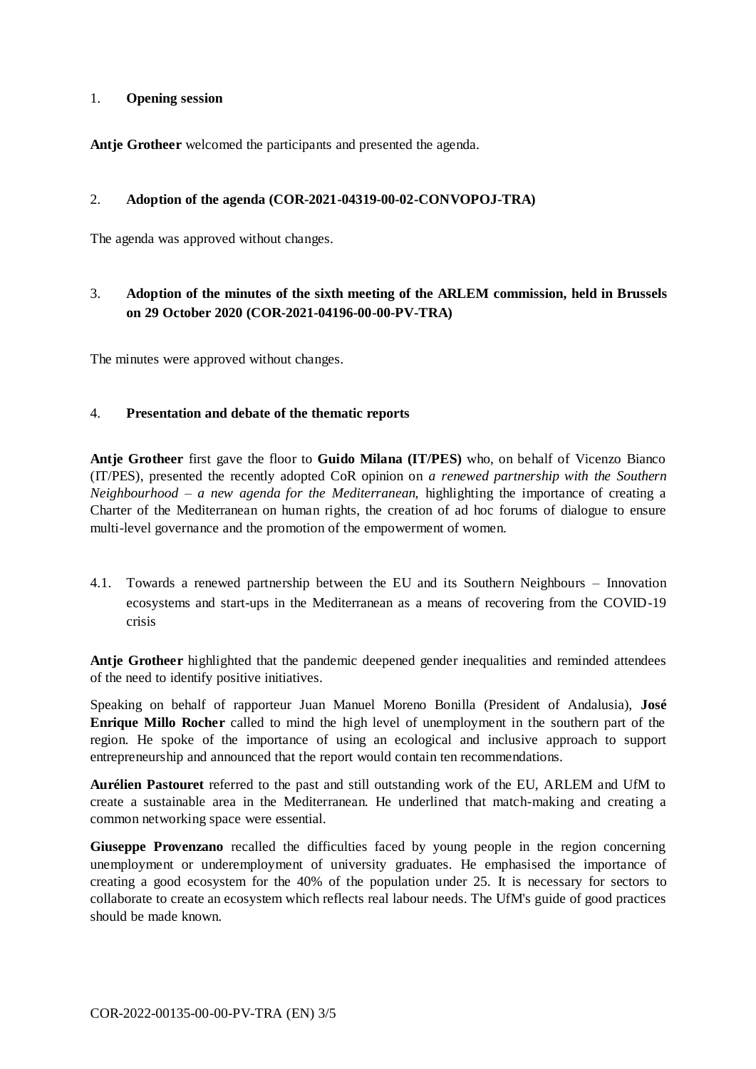1. **Opening session**

**Antje Grotheer** welcomed the participants and presented the agenda.

2. **Adoption of the agenda (COR-2021-04319-00-02-CONVOPOJ-TRA)**

The agenda was approved without changes.

3. **Adoption of the minutes of the sixth meeting of the ARLEM commission, held in Brussels on 29 October 2020 (COR-2021-04196-00-00-PV-TRA)**

The minutes were approved without changes.

4. **Presentation and debate of the thematic reports**

**Antje Grotheer** first gave the floor to **Guido Milana (IT/PES)** who, on behalf of Vicenzo Bianco (IT/PES), presented the recently adopted CoR opinion on *a renewed partnership with the Southern Neighbourhood – a new agenda for the Mediterranean,* highlighting the importance of creating a Charter of the Mediterranean on human rights, the creation of ad hoc forums of dialogue to ensure multi-level governance and the promotion of the empowerment of women.

4.1. Towards a renewed partnership between the EU and its Southern Neighbours – Innovation ecosystems and start-ups in the Mediterranean as a means of recovering from the COVID-19 crisis

**Antje Grotheer** highlighted that the pandemic deepened gender inequalities and reminded attendees of the need to identify positive initiatives.

Speaking on behalf of rapporteur Juan Manuel Moreno Bonilla (President of Andalusia), **José Enrique Millo Rocher** called to mind the high level of unemployment in the southern part of the region. He spoke of the importance of using an ecological and inclusive approach to support entrepreneurship and announced that the report would contain ten recommendations.

**Aurélien Pastouret** referred to the past and still outstanding work of the EU, ARLEM and UfM to create a sustainable area in the Mediterranean. He underlined that match-making and creating a common networking space were essential.

**Giuseppe Provenzano** recalled the difficulties faced by young people in the region concerning unemployment or underemployment of university graduates. He emphasised the importance of creating a good ecosystem for the 40% of the population under 25. It is necessary for sectors to collaborate to create an ecosystem which reflects real labour needs. The UfM's guide of good practices should be made known.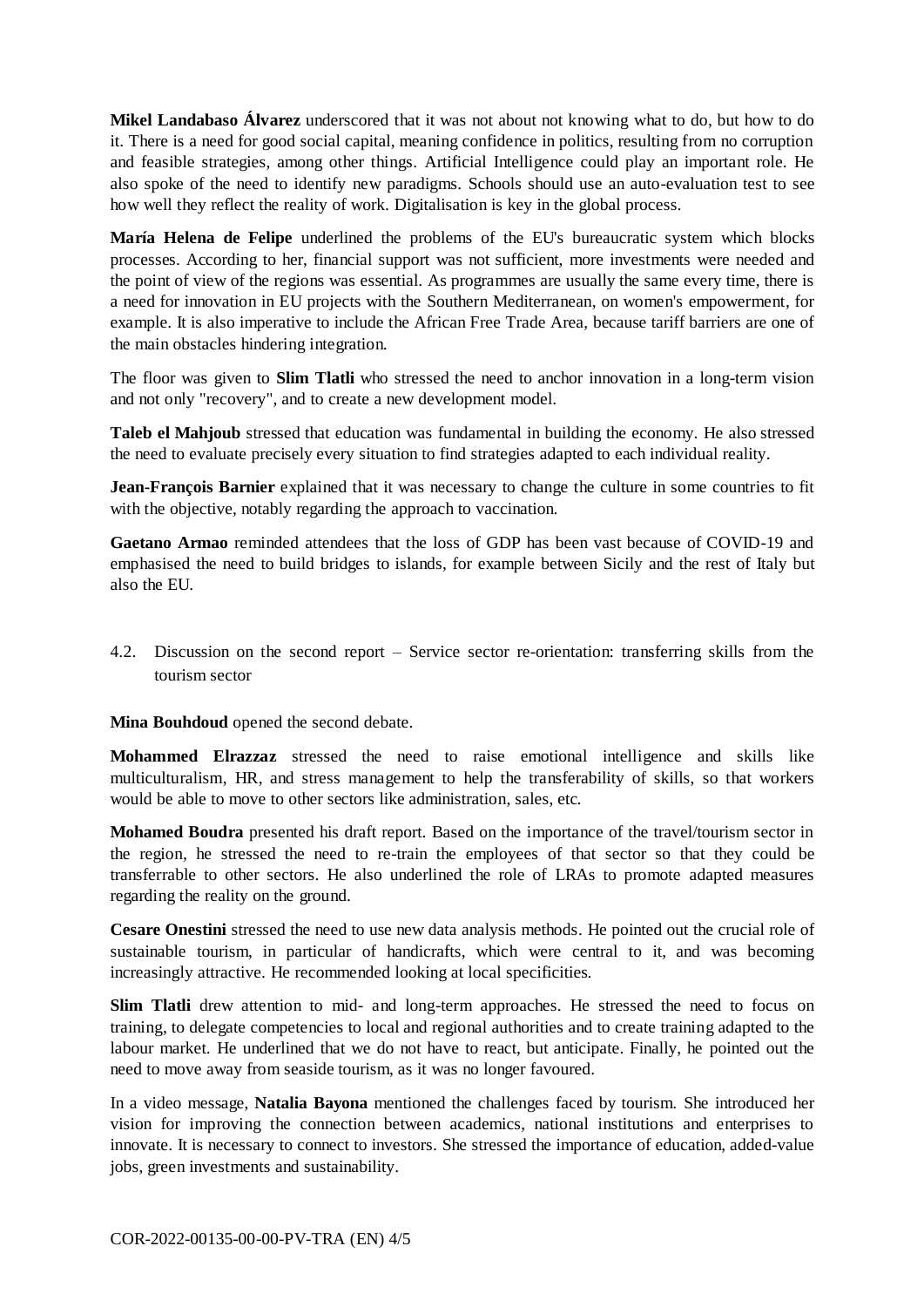**Mikel Landabaso Álvarez** underscored that it was not about not knowing what to do, but how to do it. There is a need for good social capital, meaning confidence in politics, resulting from no corruption and feasible strategies, among other things. Artificial Intelligence could play an important role. He also spoke of the need to identify new paradigms. Schools should use an auto-evaluation test to see how well they reflect the reality of work. Digitalisation is key in the global process.

**María Helena de Felipe** underlined the problems of the EU's bureaucratic system which blocks processes. According to her, financial support was not sufficient, more investments were needed and the point of view of the regions was essential. As programmes are usually the same every time, there is a need for innovation in EU projects with the Southern Mediterranean, on women's empowerment, for example. It is also imperative to include the African Free Trade Area, because tariff barriers are one of the main obstacles hindering integration.

The floor was given to **Slim Tlatli** who stressed the need to anchor innovation in a long-term vision and not only "recovery", and to create a new development model.

**Taleb el Mahjoub** stressed that education was fundamental in building the economy. He also stressed the need to evaluate precisely every situation to find strategies adapted to each individual reality.

**Jean-François Barnier** explained that it was necessary to change the culture in some countries to fit with the objective, notably regarding the approach to vaccination.

**Gaetano Armao** reminded attendees that the loss of GDP has been vast because of COVID-19 and emphasised the need to build bridges to islands, for example between Sicily and the rest of Italy but also the EU.

4.2. Discussion on the second report – Service sector re-orientation: transferring skills from the tourism sector

**Mina Bouhdoud** opened the second debate.

**Mohammed Elrazzaz** stressed the need to raise emotional intelligence and skills like multiculturalism, HR, and stress management to help the transferability of skills, so that workers would be able to move to other sectors like administration, sales, etc.

**Mohamed Boudra** presented his draft report. Based on the importance of the travel/tourism sector in the region, he stressed the need to re-train the employees of that sector so that they could be transferrable to other sectors. He also underlined the role of LRAs to promote adapted measures regarding the reality on the ground.

**Cesare Onestini** stressed the need to use new data analysis methods. He pointed out the crucial role of sustainable tourism, in particular of handicrafts, which were central to it, and was becoming increasingly attractive. He recommended looking at local specificities.

**Slim Tlatli** drew attention to mid- and long-term approaches. He stressed the need to focus on training, to delegate competencies to local and regional authorities and to create training adapted to the labour market. He underlined that we do not have to react, but anticipate. Finally, he pointed out the need to move away from seaside tourism, as it was no longer favoured.

In a video message, **Natalia Bayona** mentioned the challenges faced by tourism. She introduced her vision for improving the connection between academics, national institutions and enterprises to innovate. It is necessary to connect to investors. She stressed the importance of education, added-value jobs, green investments and sustainability.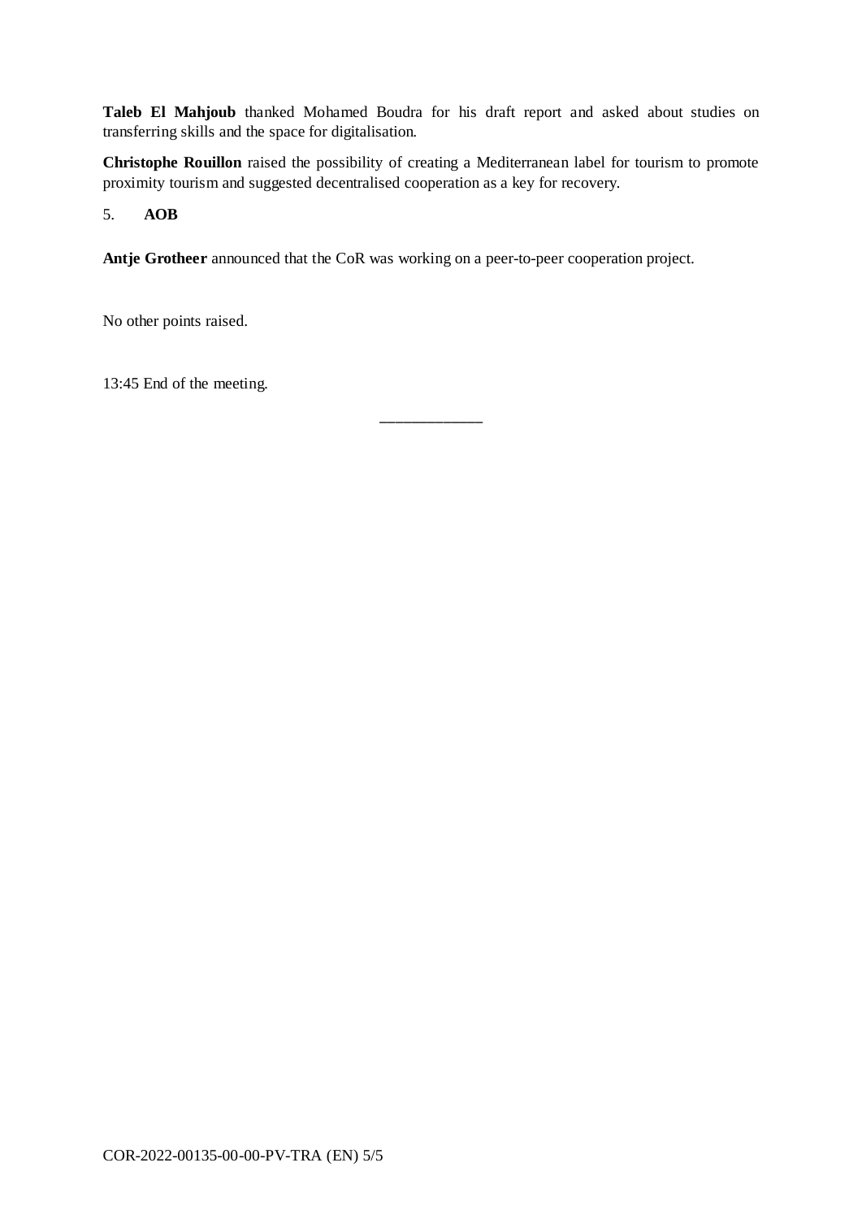**Taleb El Mahjoub** thanked Mohamed Boudra for his draft report and asked about studies on transferring skills and the space for digitalisation.

**Christophe Rouillon** raised the possibility of creating a Mediterranean label for tourism to promote proximity tourism and suggested decentralised cooperation as a key for recovery.

5. **AOB**

**Antje Grotheer** announced that the CoR was working on a peer-to-peer cooperation project.

No other points raised.

13:45 End of the meeting.

_____________